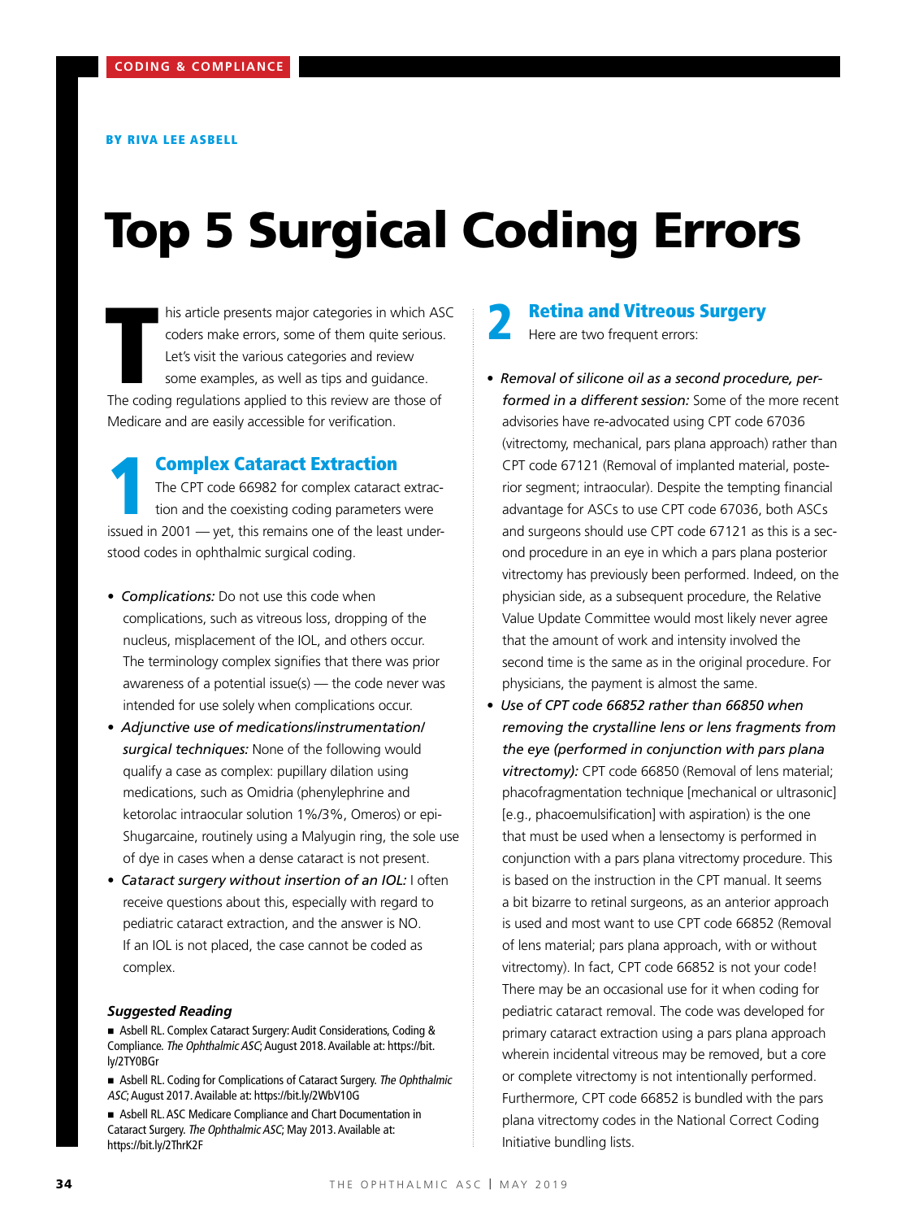CODING & COMPLIANCE

BY RIVA LEE ASBELL

# Top 5 Surgical Coding Errors

This article presents major categories in which ASC coders make errors, some of them quite serious. Let's visit the various categories and review some examples, as well as tips and guidance. The coding regulations applied to this review are those of Medicare and are easily accessible for verification.

## 1 Complex Cataract Extraction

The CPT code 66982 for complex cataract extraction and the coexisting coding parameters were issued in 2001 — yet, this remains one of the least understood codes in ophthalmic surgical coding.

- *Complications:* Do not use this code when complications, such as vitreous loss, dropping of the nucleus, misplacement of the IOL, and others occur. The terminology complex signifies that there was prior awareness of a potential issue(s) — the code never was intended for use solely when complications occur.
- *Adjunctive use of medications/instrumentation/surgical techniques:* None of the following would qualify a case as complex: pupillary dilation using medications, such as Omidria (phenylephrine and ketorolac intraocular solution 1%/3%, Omeros) or epi-Shugarcaine, routinely using a Malyugin ring, the sole use of dye in cases when a dense cataract is not present.
- *Cataract surgery without insertion of an IOL:* I often receive questions about this, especially with regard to pediatric cataract extraction, and the answer is NO. If an IOL is not placed, the case cannot be coded as complex.

### Suggested Reading

- Asbell RL. Complex Cataract Surgery: Audit Considerations, Coding & Compliance. *The Ophthalmic ASC*; August 2018. Available at: https://bit.ly/2TY0BGr
- Asbell RL. Coding for Complications of Cataract Surgery. *The Ophthalmic ASC*; August 2017. Available at: https://bit.ly/2WbV10G
- Asbell RL. ASC Medicare Compliance and Chart Documentation in Cataract Surgery. *The Ophthalmic ASC*; May 2013. Available at: https://bit.ly/2ThrK2F

## 2 Retina and Vitreous Surgery

Here are two frequent errors:

- *Removal of silicone oil as a second procedure, performed in a different session:* Some of the more recent advisories have re-advocated using CPT code 67036 (vitrectomy, mechanical, pars plana approach) rather than CPT code 67121 (Removal of implanted material, posterior segment; intraocular). Despite the tempting financial advantage for ASCs to use CPT code 67036, both ASCs and surgeons should use CPT code 67121 as this is a second procedure in an eye in which a pars plana posterior vitrectomy has previously been performed. Indeed, on the physician side, as a subsequent procedure, the Relative Value Update Committee would most likely never agree that the amount of work and intensity involved the second time is the same as in the original procedure. For physicians, the payment is almost the same.
- *Use of CPT code 66852 rather than 66850 when removing the crystalline lens or lens fragments from the eye (performed in conjunction with pars plana vitrectomy):* CPT code 66850 (Removal of lens material; phacofragmentation technique [mechanical or ultrasonic] [e.g., phacoemulsification] with aspiration) is the one that must be used when a lensectomy is performed in conjunction with a pars plana vitrectomy procedure. This is based on the instruction in the CPT manual. It seems a bit bizarre to retinal surgeons, as an anterior approach is used and most want to use CPT code 66852 (Removal of lens material; pars plana approach, with or without vitrectomy). In fact, CPT code 66852 is not your code! There may be an occasional use for it when coding for pediatric cataract removal. The code was developed for primary cataract extraction using a pars plana approach wherein incidental vitreous may be removed, but a core or complete vitrectomy is not intentionally performed. Furthermore, CPT code 66852 is bundled with the pars plana vitrectomy codes in the National Correct Coding Initiative bundling lists.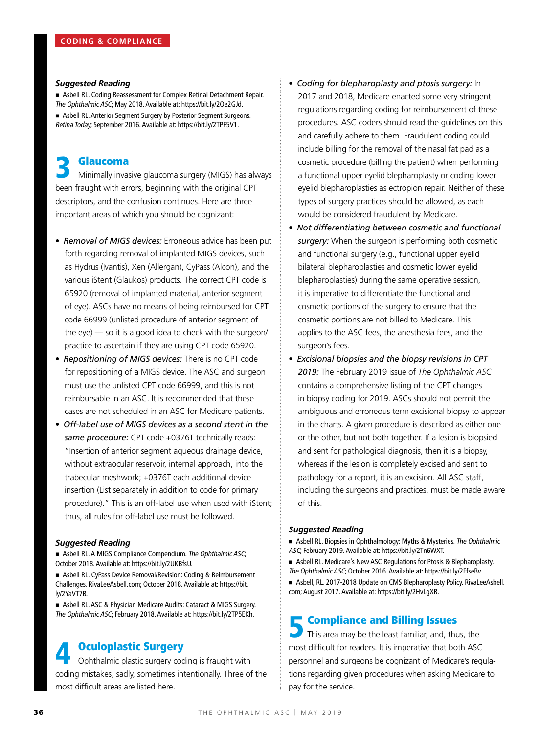### *Suggested Reading*

- Asbell RL. Coding Reassessment for Complex Retinal Detachment Repair. *The Ophthalmic ASC*; May 2018. Available at: https://bit.ly/2Oe2GJd.
- Asbell RL. Anterior Segment Surgery by Posterior Segment Surgeons. *Retina Today*; September 2016. Available at: https://bit.ly/2TPF5V1.

## 3 Glaucoma

Minimally invasive glaucoma surgery (MIGS) has always been fraught with errors, beginning with the original CPT descriptors, and the confusion continues. Here are three important areas of which you should be cognizant:

- *Removal of MIGS devices:* Erroneous advice has been put forth regarding removal of implanted MIGS devices, such as Hydrus (Ivantis), Xen (Allergan), CyPass (Alcon), and the various iStent (Glaukos) products. The correct CPT code is 65920 (removal of implanted material, anterior segment of eye). ASCs have no means of being reimbursed for CPT code 66999 (unlisted procedure of anterior segment of the eye) — so it is a good idea to check with the surgeon/practice to ascertain if they are using CPT code 65920.
- *Repositioning of MIGS devices:* There is no CPT code for repositioning of a MIGS device. The ASC and surgeon must use the unlisted CPT code 66999, and this is not reimbursable in an ASC. It is recommended that these cases are not scheduled in an ASC for Medicare patients.
- *Off-label use of MIGS devices as a second stent in the same procedure:* CPT code +0376T technically reads: "Insertion of anterior segment aqueous drainage device, without extraocular reservoir, internal approach, into the trabecular meshwork; +0376T each additional device insertion (List separately in addition to code for primary procedure)." This is an off-label use when used with iStent; thus, all rules for off-label use must be followed.

### *Suggested Reading*

- Asbell RL. A MIGS Compliance Compendium. *The Ophthalmic ASC*; October 2018. Available at: https://bit.ly/2UKBfsU.
- Asbell RL. CyPass Device Removal/Revision: Coding & Reimbursement Challenges. RivaLeeAsbell.com; October 2018. Available at: https://bit.ly/2YaVT7B.
- Asbell RL. ASC & Physician Medicare Audits: Cataract & MIGS Surgery. *The Ophthalmic ASC*; February 2018. Available at: https://bit.ly/2TP5EKh.

## 4 Oculoplastic Surgery

Ophthalmic plastic surgery coding is fraught with coding mistakes, sadly, sometimes intentionally. Three of the most difficult areas are listed here.

- *Coding for blepharoplasty and ptosis surgery:* In 2017 and 2018, Medicare enacted some very stringent regulations regarding coding for reimbursement of these procedures. ASC coders should read the guidelines on this and carefully adhere to them. Fraudulent coding could include billing for the removal of the nasal fat pad as a cosmetic procedure (billing the patient) when performing a functional upper eyelid blepharoplasty or coding lower eyelid blepharoplasties as ectropion repair. Neither of these types of surgery practices should be allowed, as each would be considered fraudulent by Medicare.
- *Not differentiating between cosmetic and functional surgery:* When the surgeon is performing both cosmetic and functional surgery (e.g., functional upper eyelid bilateral blepharoplasties and cosmetic lower eyelid blepharoplasties) during the same operative session, it is imperative to differentiate the functional and cosmetic portions of the surgery to ensure that the cosmetic portions are not billed to Medicare. This applies to the ASC fees, the anesthesia fees, and the surgeon's fees.
- *Excisional biopsies and the biopsy revisions in CPT 2019:* The February 2019 issue of *The Ophthalmic ASC* contains a comprehensive listing of the CPT changes in biopsy coding for 2019. ASCs should not permit the ambiguous and erroneous term excisional biopsy to appear in the charts. A given procedure is described as either one or the other, but not both together. If a lesion is biopsied and sent for pathological diagnosis, then it is a biopsy, whereas if the lesion is completely excised and sent to pathology for a report, it is an excision. All ASC staff, including the surgeons and practices, must be made aware of this.

### *Suggested Reading*

- Asbell RL. Biopsies in Ophthalmology: Myths & Mysteries. *The Ophthalmic ASC*; February 2019. Available at: https://bit.ly/2Tn6WXT.
- Asbell RL. Medicare's New ASC Regulations for Ptosis & Blepharoplasty. *The Ophthalmic ASC*; October 2016. Available at: https://bit.ly/2FfseBv.
- Asbell, RL. 2017-2018 Update on CMS Blepharoplasty Policy. RivaLeeAsbell.com; August 2017. Available at: https://bit.ly/2HvLgXR.

## 5 Compliance and Billing Issues

This area may be the least familiar, and, thus, the most difficult for readers. It is imperative that both ASC personnel and surgeons be cognizant of Medicare's regulations regarding given procedures when asking Medicare to pay for the service.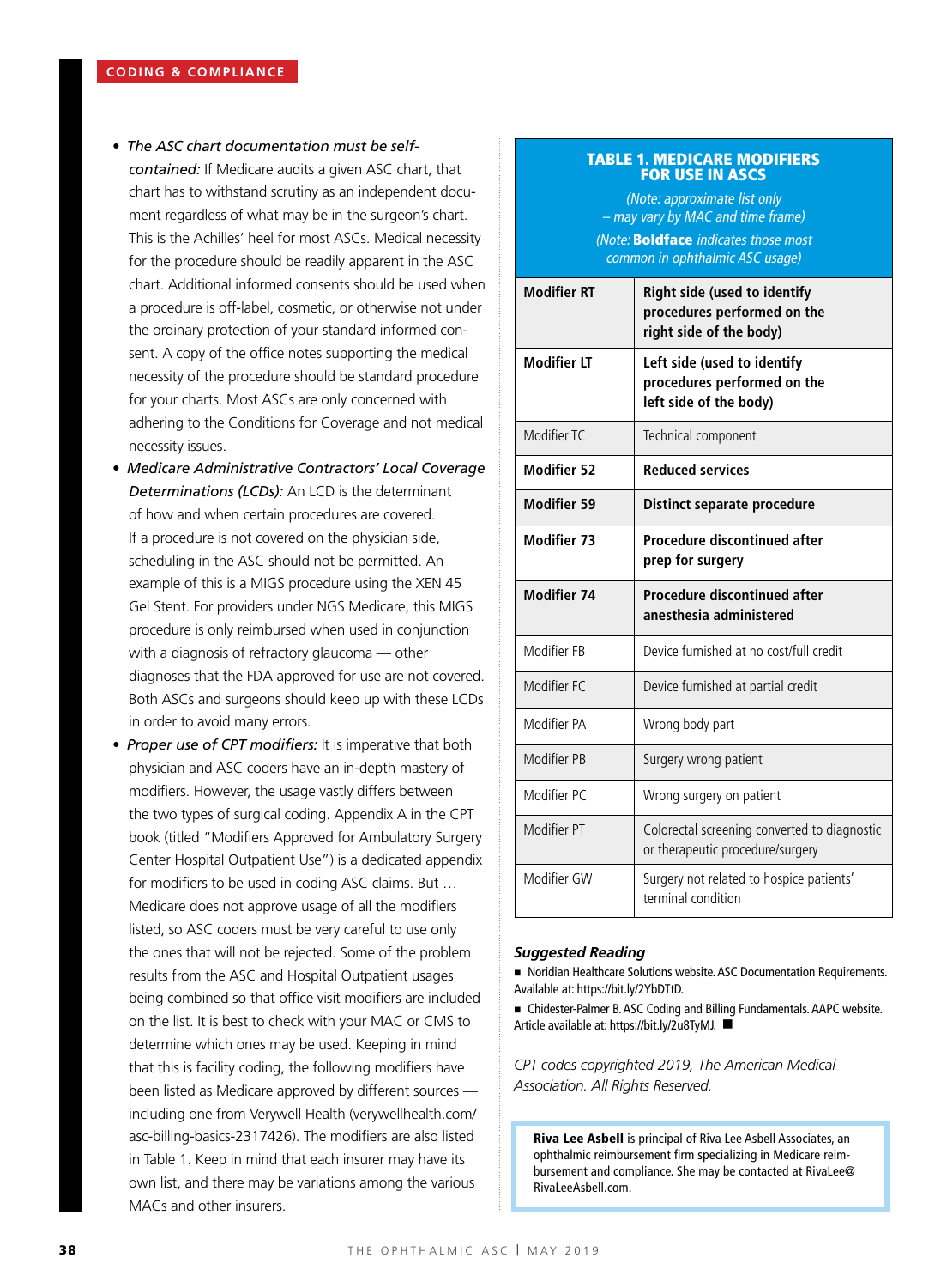- *The ASC chart documentation must be self-contained:* If Medicare audits a given ASC chart, that chart has to withstand scrutiny as an independent document regardless of what may be in the surgeon's chart. This is the Achilles' heel for most ASCs. Medical necessity for the procedure should be readily apparent in the ASC chart. Additional informed consents should be used when a procedure is off-label, cosmetic, or otherwise not under the ordinary protection of your standard informed consent. A copy of the office notes supporting the medical necessity of the procedure should be standard procedure for your charts. Most ASCs are only concerned with adhering to the Conditions for Coverage and not medical necessity issues.
- *Medicare Administrative Contractors' Local Coverage Determinations (LCDs):* An LCD is the determinant of how and when certain procedures are covered. If a procedure is not covered on the physician side, scheduling in the ASC should not be permitted. An example of this is a MIGS procedure using the XEN 45 Gel Stent. For providers under NGS Medicare, this MIGS procedure is only reimbursed when used in conjunction with a diagnosis of refractory glaucoma — other diagnoses that the FDA approved for use are not covered. Both ASCs and surgeons should keep up with these LCDs in order to avoid many errors.
- *Proper use of CPT modifiers:* It is imperative that both physician and ASC coders have an in-depth mastery of modifiers. However, the usage vastly differs between the two types of surgical coding. Appendix A in the CPT book (titled "Modifiers Approved for Ambulatory Surgery Center Hospital Outpatient Use") is a dedicated appendix for modifiers to be used in coding ASC claims. But … Medicare does not approve usage of all the modifiers listed, so ASC coders must be very careful to use only the ones that will not be rejected. Some of the problem results from the ASC and Hospital Outpatient usages being combined so that office visit modifiers are included on the list. It is best to check with your MAC or CMS to determine which ones may be used. Keeping in mind that this is facility coding, the following modifiers have been listed as Medicare approved by different sources — including one from Verywell Health (verywellhealth.com/asc-billing-basics-2317426). The modifiers are also listed in Table 1. Keep in mind that each insurer may have its own list, and there may be variations among the various MACs and other insurers.

**TABLE 1. MEDICARE MODIFIERS FOR USE IN ASCS**

*(Note: approximate list only – may vary by MAC and time frame)*

*(Note: **Boldface** indicates those most common in ophthalmic ASC usage)*

| | |
|---|---|
| **Modifier RT** | **Right side (used to identify procedures performed on the right side of the body)** |
| **Modifier LT** | **Left side (used to identify procedures performed on the left side of the body)** |
| Modifier TC | Technical component |
| **Modifier 52** | **Reduced services** |
| **Modifier 59** | **Distinct separate procedure** |
| **Modifier 73** | **Procedure discontinued after prep for surgery** |
| **Modifier 74** | **Procedure discontinued after anesthesia administered** |
| Modifier FB | Device furnished at no cost/full credit |
| Modifier FC | Device furnished at partial credit |
| Modifier PA | Wrong body part |
| Modifier PB | Surgery wrong patient |
| Modifier PC | Wrong surgery on patient |
| Modifier PT | Colorectal screening converted to diagnostic or therapeutic procedure/surgery |
| Modifier GW | Surgery not related to hospice patients' terminal condition |

### *Suggested Reading*

- Noridian Healthcare Solutions website. ASC Documentation Requirements. Available at: https://bit.ly/2YbDTtD.
- Chidester-Palmer B. ASC Coding and Billing Fundamentals. AAPC website. Article available at: https://bit.ly/2u8TyMJ. ■

*CPT codes copyrighted 2019, The American Medical Association. All Rights Reserved.*

**Riva Lee Asbell** is principal of Riva Lee Asbell Associates, an ophthalmic reimbursement firm specializing in Medicare reimbursement and compliance. She may be contacted at RivaLee@RivaLeeAsbell.com.